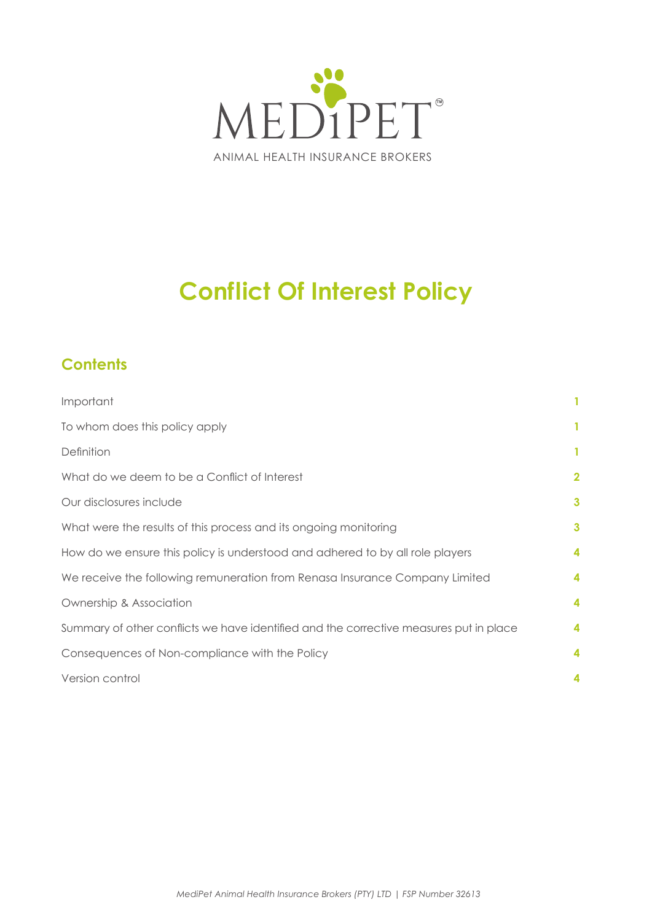MEDiPET®

ANIMAL HEALTH INSURANCE BROKERS

# Conflict Of Interest Policy

## Contents

| | |
|---|---|
| Important | 1 |
| To whom does this policy apply | 1 |
| Definition | 1 |
| What do we deem to be a Conflict of Interest | 2 |
| Our disclosures include | 3 |
| What were the results of this process and its ongoing monitoring | 3 |
| How do we ensure this policy is understood and adhered to by all role players | 4 |
| We receive the following remuneration from Renasa Insurance Company Limited | 4 |
| Ownership & Association | 4 |
| Summary of other conflicts we have identified and the corrective measures put in place | 4 |
| Consequences of Non-compliance with the Policy | 4 |
| Version control | 4 |

*MediPet Animal Health Insurance Brokers (PTY) LTD | FSP Number 32613*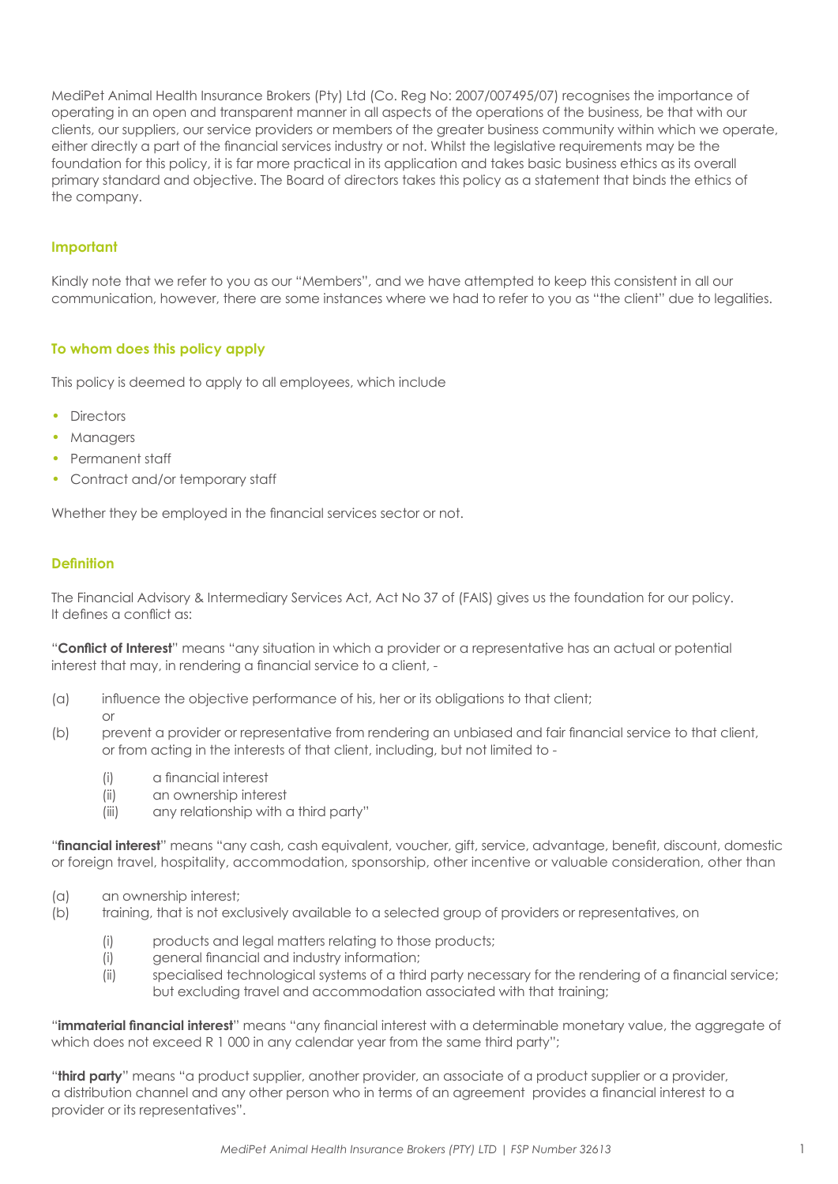MediPet Animal Health Insurance Brokers (Pty) Ltd (Co. Reg No: 2007/007495/07) recognises the importance of operating in an open and transparent manner in all aspects of the operations of the business, be that with our clients, our suppliers, our service providers or members of the greater business community within which we operate, either directly a part of the financial services industry or not. Whilst the legislative requirements may be the foundation for this policy, it is far more practical in its application and takes basic business ethics as its overall primary standard and objective. The Board of directors takes this policy as a statement that binds the ethics of the company.

### Important

Kindly note that we refer to you as our "Members", and we have attempted to keep this consistent in all our communication, however, there are some instances where we had to refer to you as "the client" due to legalities.

### To whom does this policy apply

This policy is deemed to apply to all employees, which include

- Directors
- Managers
- Permanent staff
- Contract and/or temporary staff

Whether they be employed in the financial services sector or not.

### Definition

The Financial Advisory & Intermediary Services Act, Act No 37 of (FAIS) gives us the foundation for our policy. It defines a conflict as:

"**Conflict of Interest**" means "any situation in which a provider or a representative has an actual or potential interest that may, in rendering a financial service to a client, -

(a) influence the objective performance of his, her or its obligations to that client; or

(b) prevent a provider or representative from rendering an unbiased and fair financial service to that client, or from acting in the interests of that client, including, but not limited to -

  (i) a financial interest
  (ii) an ownership interest
  (iii) any relationship with a third party"

"**financial interest**" means "any cash, cash equivalent, voucher, gift, service, advantage, benefit, discount, domestic or foreign travel, hospitality, accommodation, sponsorship, other incentive or valuable consideration, other than

(a) an ownership interest;

(b) training, that is not exclusively available to a selected group of providers or representatives, on

  (i) products and legal matters relating to those products;
  (i) general financial and industry information;
  (ii) specialised technological systems of a third party necessary for the rendering of a financial service; but excluding travel and accommodation associated with that training;

"**immaterial financial interest**" means "any financial interest with a determinable monetary value, the aggregate of which does not exceed R 1 000 in any calendar year from the same third party";

"**third party**" means "a product supplier, another provider, an associate of a product supplier or a provider, a distribution channel and any other person who in terms of an agreement provides a financial interest to a provider or its representatives".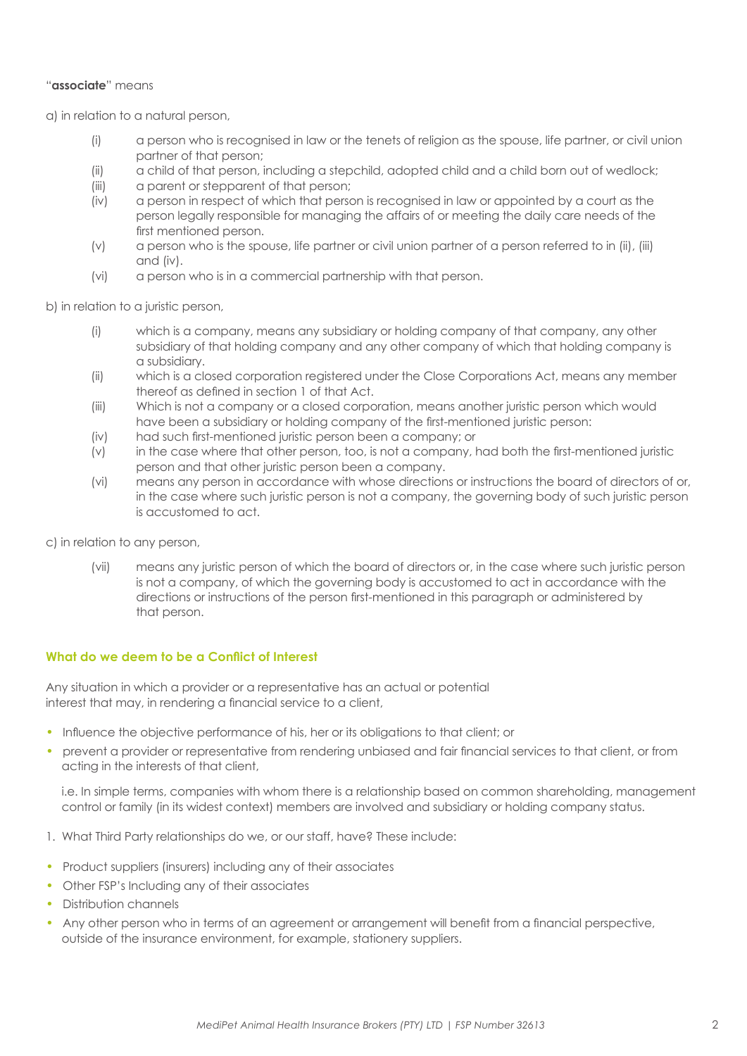"**associate**" means

a) in relation to a natural person,

- (i) a person who is recognised in law or the tenets of religion as the spouse, life partner, or civil union partner of that person;
- (ii) a child of that person, including a stepchild, adopted child and a child born out of wedlock;
- (iii) a parent or stepparent of that person;
- (iv) a person in respect of which that person is recognised in law or appointed by a court as the person legally responsible for managing the affairs of or meeting the daily care needs of the first mentioned person.
- (v) a person who is the spouse, life partner or civil union partner of a person referred to in (ii), (iii) and (iv).
- (vi) a person who is in a commercial partnership with that person.

b) in relation to a juristic person,

- (i) which is a company, means any subsidiary or holding company of that company, any other subsidiary of that holding company and any other company of which that holding company is a subsidiary.
- (ii) which is a closed corporation registered under the Close Corporations Act, means any member thereof as defined in section 1 of that Act.
- (iii) Which is not a company or a closed corporation, means another juristic person which would have been a subsidiary or holding company of the first-mentioned juristic person:
- (iv) had such first-mentioned juristic person been a company; or
- (v) in the case where that other person, too, is not a company, had both the first-mentioned juristic person and that other juristic person been a company.
- (vi) means any person in accordance with whose directions or instructions the board of directors of or, in the case where such juristic person is not a company, the governing body of such juristic person is accustomed to act.

c) in relation to any person,

- (vii) means any juristic person of which the board of directors or, in the case where such juristic person is not a company, of which the governing body is accustomed to act in accordance with the directions or instructions of the person first-mentioned in this paragraph or administered by that person.

### What do we deem to be a Conflict of Interest

Any situation in which a provider or a representative has an actual or potential interest that may, in rendering a financial service to a client,

- Influence the objective performance of his, her or its obligations to that client; or
- prevent a provider or representative from rendering unbiased and fair financial services to that client, or from acting in the interests of that client,

i.e. In simple terms, companies with whom there is a relationship based on common shareholding, management control or family (in its widest context) members are involved and subsidiary or holding company status.

1. What Third Party relationships do we, or our staff, have? These include:

- Product suppliers (insurers) including any of their associates
- Other FSP's Including any of their associates
- Distribution channels
- Any other person who in terms of an agreement or arrangement will benefit from a financial perspective, outside of the insurance environment, for example, stationery suppliers.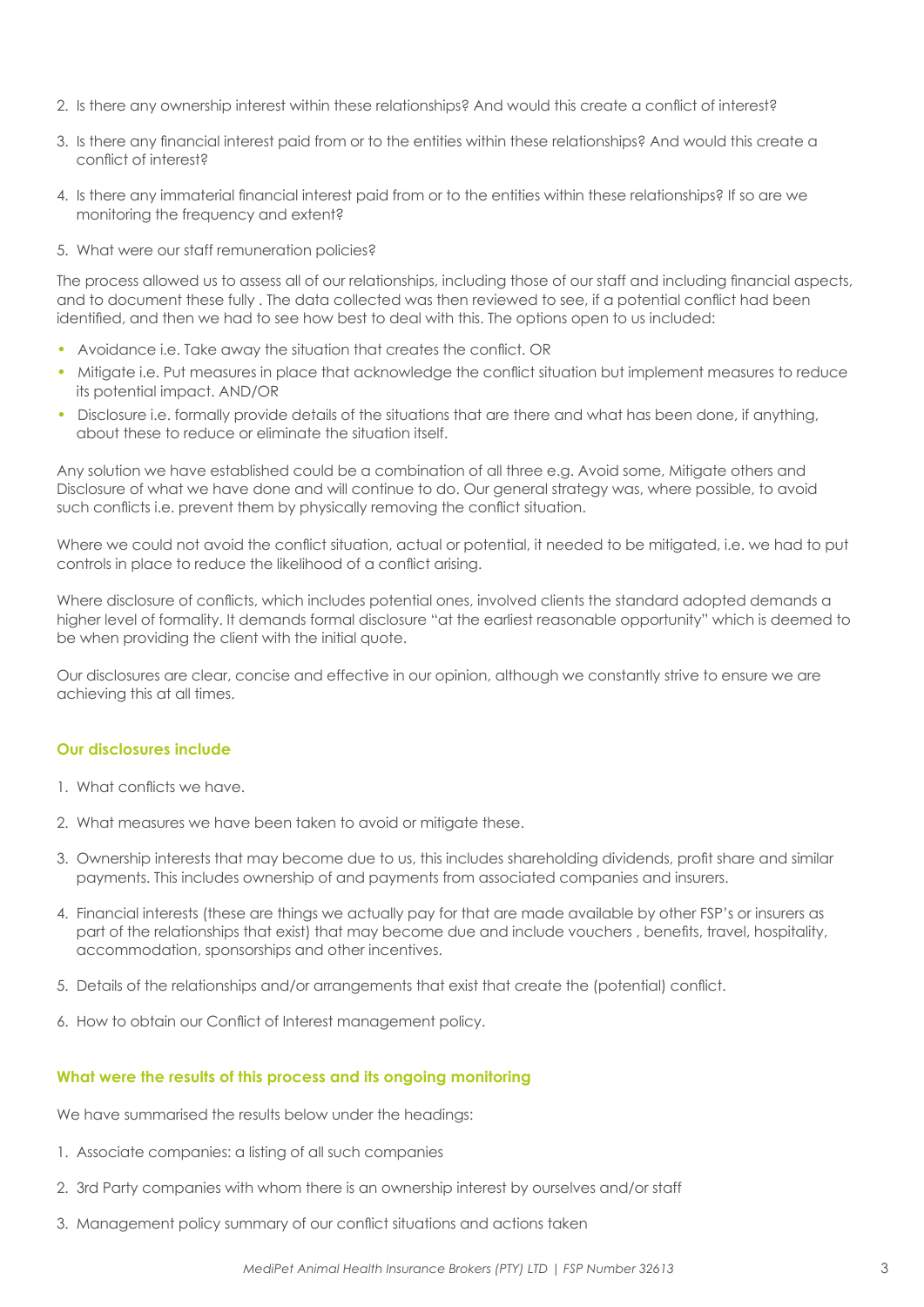2. Is there any ownership interest within these relationships? And would this create a conflict of interest?

3. Is there any financial interest paid from or to the entities within these relationships? And would this create a conflict of interest?

4. Is there any immaterial financial interest paid from or to the entities within these relationships? If so are we monitoring the frequency and extent?

5. What were our staff remuneration policies?

The process allowed us to assess all of our relationships, including those of our staff and including financial aspects, and to document these fully . The data collected was then reviewed to see, if a potential conflict had been identified, and then we had to see how best to deal with this. The options open to us included:

- Avoidance i.e. Take away the situation that creates the conflict. OR
- Mitigate i.e. Put measures in place that acknowledge the conflict situation but implement measures to reduce its potential impact. AND/OR
- Disclosure i.e. formally provide details of the situations that are there and what has been done, if anything, about these to reduce or eliminate the situation itself.

Any solution we have established could be a combination of all three e.g. Avoid some, Mitigate others and Disclosure of what we have done and will continue to do. Our general strategy was, where possible, to avoid such conflicts i.e. prevent them by physically removing the conflict situation.

Where we could not avoid the conflict situation, actual or potential, it needed to be mitigated, i.e. we had to put controls in place to reduce the likelihood of a conflict arising.

Where disclosure of conflicts, which includes potential ones, involved clients the standard adopted demands a higher level of formality. It demands formal disclosure "at the earliest reasonable opportunity" which is deemed to be when providing the client with the initial quote.

Our disclosures are clear, concise and effective in our opinion, although we constantly strive to ensure we are achieving this at all times.

### Our disclosures include

1. What conflicts we have.

2. What measures we have been taken to avoid or mitigate these.

3. Ownership interests that may become due to us, this includes shareholding dividends, profit share and similar payments. This includes ownership of and payments from associated companies and insurers.

4. Financial interests (these are things we actually pay for that are made available by other FSP's or insurers as part of the relationships that exist) that may become due and include vouchers , benefits, travel, hospitality, accommodation, sponsorships and other incentives.

5. Details of the relationships and/or arrangements that exist that create the (potential) conflict.

6. How to obtain our Conflict of Interest management policy.

### What were the results of this process and its ongoing monitoring

We have summarised the results below under the headings:

1. Associate companies: a listing of all such companies

2. 3rd Party companies with whom there is an ownership interest by ourselves and/or staff

3. Management policy summary of our conflict situations and actions taken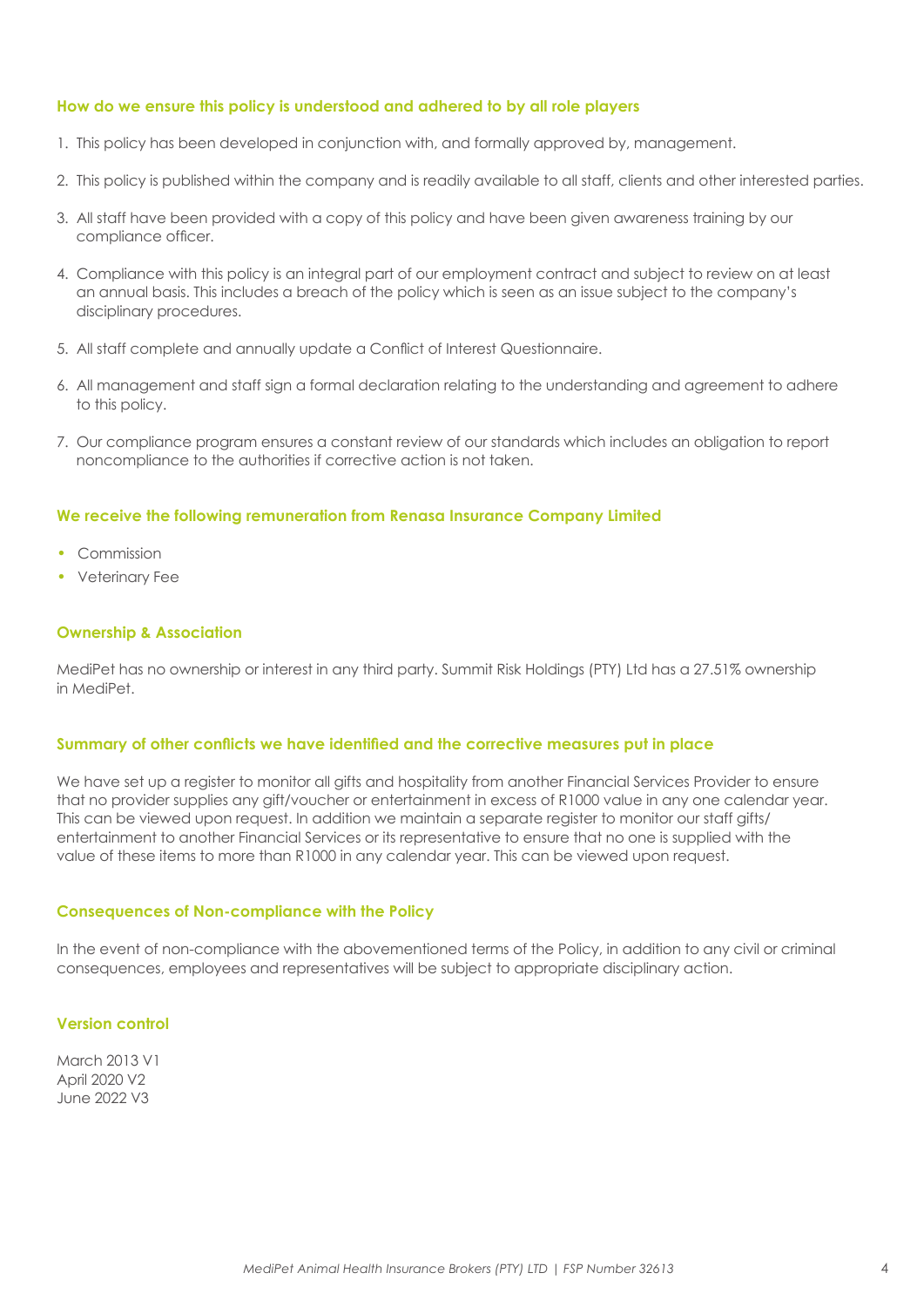### How do we ensure this policy is understood and adhered to by all role players

1. This policy has been developed in conjunction with, and formally approved by, management.
2. This policy is published within the company and is readily available to all staff, clients and other interested parties.
3. All staff have been provided with a copy of this policy and have been given awareness training by our compliance officer.
4. Compliance with this policy is an integral part of our employment contract and subject to review on at least an annual basis. This includes a breach of the policy which is seen as an issue subject to the company's disciplinary procedures.
5. All staff complete and annually update a Conflict of Interest Questionnaire.
6. All management and staff sign a formal declaration relating to the understanding and agreement to adhere to this policy.
7. Our compliance program ensures a constant review of our standards which includes an obligation to report noncompliance to the authorities if corrective action is not taken.

### We receive the following remuneration from Renasa Insurance Company Limited

- Commission
- Veterinary Fee

### Ownership & Association

MediPet has no ownership or interest in any third party. Summit Risk Holdings (PTY) Ltd has a 27.51% ownership in MediPet.

### Summary of other conflicts we have identified and the corrective measures put in place

We have set up a register to monitor all gifts and hospitality from another Financial Services Provider to ensure that no provider supplies any gift/voucher or entertainment in excess of R1000 value in any one calendar year. This can be viewed upon request. In addition we maintain a separate register to monitor our staff gifts/ entertainment to another Financial Services or its representative to ensure that no one is supplied with the value of these items to more than R1000 in any calendar year. This can be viewed upon request.

### Consequences of Non-compliance with the Policy

In the event of non-compliance with the abovementioned terms of the Policy, in addition to any civil or criminal consequences, employees and representatives will be subject to appropriate disciplinary action.

### Version control

March 2013 V1
April 2020 V2
June 2022 V3